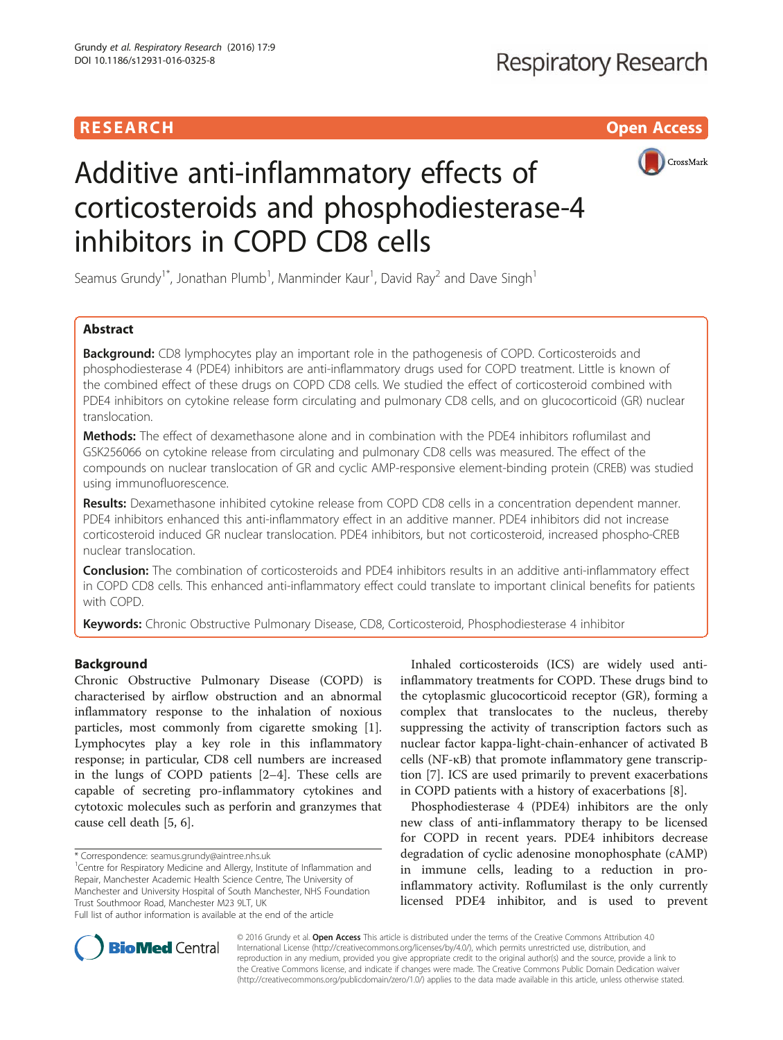RESEARCH Open Access

# Additive anti-inflammatory effects of corticosteroids and phosphodiesterase-4 inhibitors in COPD CD8 cells

Seamus Grundy[1*], Jonathan Plumb[1], Manminder Kaur[1], David Ray[2] and Dave Singh[1]

## Abstract

**Background:** CD8 lymphocytes play an important role in the pathogenesis of COPD. Corticosteroids and phosphodiesterase 4 (PDE4) inhibitors are anti-inflammatory drugs used for COPD treatment. Little is known of the combined effect of these drugs on COPD CD8 cells. We studied the effect of corticosteroid combined with PDE4 inhibitors on cytokine release form circulating and pulmonary CD8 cells, and on glucocorticoid (GR) nuclear translocation.

**Methods:** The effect of dexamethasone alone and in combination with the PDE4 inhibitors roflumilast and GSK256066 on cytokine release from circulating and pulmonary CD8 cells was measured. The effect of the compounds on nuclear translocation of GR and cyclic AMP-responsive element-binding protein (CREB) was studied using immunofluorescence.

**Results:** Dexamethasone inhibited cytokine release from COPD CD8 cells in a concentration dependent manner. PDE4 inhibitors enhanced this anti-inflammatory effect in an additive manner. PDE4 inhibitors did not increase corticosteroid induced GR nuclear translocation. PDE4 inhibitors, but not corticosteroid, increased phospho-CREB nuclear translocation.

**Conclusion:** The combination of corticosteroids and PDE4 inhibitors results in an additive anti-inflammatory effect in COPD CD8 cells. This enhanced anti-inflammatory effect could translate to important clinical benefits for patients with COPD.

**Keywords:** Chronic Obstructive Pulmonary Disease, CD8, Corticosteroid, Phosphodiesterase 4 inhibitor

## Background

Chronic Obstructive Pulmonary Disease (COPD) is characterised by airflow obstruction and an abnormal inflammatory response to the inhalation of noxious particles, most commonly from cigarette smoking [1]. Lymphocytes play a key role in this inflammatory response; in particular, CD8 cell numbers are increased in the lungs of COPD patients [2–4]. These cells are capable of secreting pro-inflammatory cytokines and cytotoxic molecules such as perforin and granzymes that cause cell death [5, 6].

Inhaled corticosteroids (ICS) are widely used anti-inflammatory treatments for COPD. These drugs bind to the cytoplasmic glucocorticoid receptor (GR), forming a complex that translocates to the nucleus, thereby suppressing the activity of transcription factors such as nuclear factor kappa-light-chain-enhancer of activated B cells (NF-κB) that promote inflammatory gene transcription [7]. ICS are used primarily to prevent exacerbations in COPD patients with a history of exacerbations [8].

Phosphodiesterase 4 (PDE4) inhibitors are the only new class of anti-inflammatory therapy to be licensed for COPD in recent years. PDE4 inhibitors decrease degradation of cyclic adenosine monophosphate (cAMP) in immune cells, leading to a reduction in pro-inflammatory activity. Roflumilast is the only currently licensed PDE4 inhibitor, and is used to prevent

\* Correspondence: seamus.grundy@aintree.nhs.uk

[1]Centre for Respiratory Medicine and Allergy, Institute of Inflammation and Repair, Manchester Academic Health Science Centre, The University of Manchester and University Hospital of South Manchester, NHS Foundation Trust Southmoor Road, Manchester M23 9LT, UK

Full list of author information is available at the end of the article

© 2016 Grundy et al. **Open Access** This article is distributed under the terms of the Creative Commons Attribution 4.0 International License (http://creativecommons.org/licenses/by/4.0/), which permits unrestricted use, distribution, and reproduction in any medium, provided you give appropriate credit to the original author(s) and the source, provide a link to the Creative Commons license, and indicate if changes were made. The Creative Commons Public Domain Dedication waiver (http://creativecommons.org/publicdomain/zero/1.0/) applies to the data made available in this article, unless otherwise stated.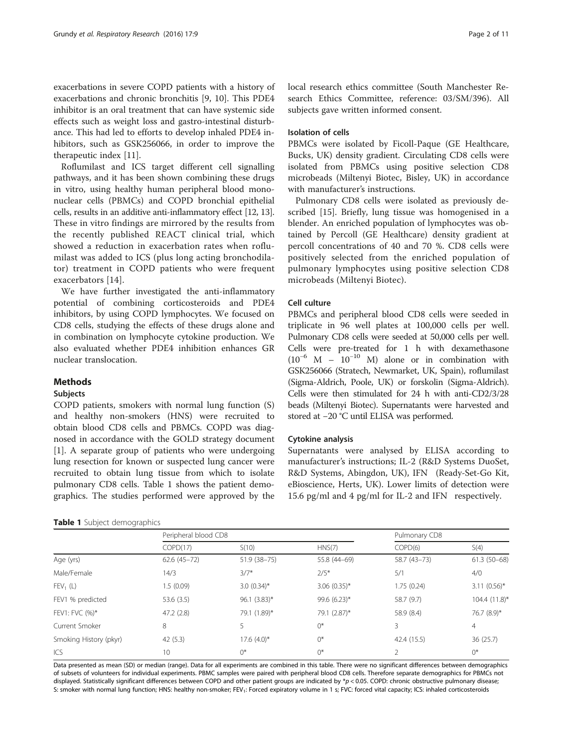exacerbations in severe COPD patients with a history of exacerbations and chronic bronchitis [9, 10]. This PDE4 inhibitor is an oral treatment that can have systemic side effects such as weight loss and gastro-intestinal disturbance. This had led to efforts to develop inhaled PDE4 inhibitors, such as GSK256066, in order to improve the therapeutic index [11].

Roflumilast and ICS target different cell signalling pathways, and it has been shown combining these drugs in vitro, using healthy human peripheral blood mononuclear cells (PBMCs) and COPD bronchial epithelial cells, results in an additive anti-inflammatory effect [12, 13]. These in vitro findings are mirrored by the results from the recently published REACT clinical trial, which showed a reduction in exacerbation rates when roflumilast was added to ICS (plus long acting bronchodilator) treatment in COPD patients who were frequent exacerbators [14].

We have further investigated the anti-inflammatory potential of combining corticosteroids and PDE4 inhibitors, by using COPD lymphocytes. We focused on CD8 cells, studying the effects of these drugs alone and in combination on lymphocyte cytokine production. We also evaluated whether PDE4 inhibition enhances GR nuclear translocation.

## Methods

### Subjects

COPD patients, smokers with normal lung function (S) and healthy non-smokers (HNS) were recruited to obtain blood CD8 cells and PBMCs. COPD was diagnosed in accordance with the GOLD strategy document [1]. A separate group of patients who were undergoing lung resection for known or suspected lung cancer were recruited to obtain lung tissue from which to isolate pulmonary CD8 cells. Table 1 shows the patient demographics. The studies performed were approved by the local research ethics committee (South Manchester Research Ethics Committee, reference: 03/SM/396). All subjects gave written informed consent.

### Isolation of cells

PBMCs were isolated by Ficoll-Paque (GE Healthcare, Bucks, UK) density gradient. Circulating CD8 cells were isolated from PBMCs using positive selection CD8 microbeads (Miltenyi Biotec, Bisley, UK) in accordance with manufacturer's instructions.

Pulmonary CD8 cells were isolated as previously described [15]. Briefly, lung tissue was homogenised in a blender. An enriched population of lymphocytes was obtained by Percoll (GE Healthcare) density gradient at percoll concentrations of 40 and 70 %. CD8 cells were positively selected from the enriched population of pulmonary lymphocytes using positive selection CD8 microbeads (Miltenyi Biotec).

### Cell culture

PBMCs and peripheral blood CD8 cells were seeded in triplicate in 96 well plates at 100,000 cells per well. Pulmonary CD8 cells were seeded at 50,000 cells per well. Cells were pre-treated for 1 h with dexamethasone ($10^{-6}$ M – $10^{-10}$ M) alone or in combination with GSK256066 (Stratech, Newmarket, UK, Spain), roflumilast (Sigma-Aldrich, Poole, UK) or forskolin (Sigma-Aldrich). Cells were then stimulated for 24 h with anti-CD2/3/28 beads (Miltenyi Biotec). Supernatants were harvested and stored at −20 °C until ELISA was performed.

### Cytokine analysis

Supernatants were analysed by ELISA according to manufacturer's instructions; IL-2 (R&D Systems DuoSet, R&D Systems, Abingdon, UK), IFN (Ready-Set-Go Kit, eBioscience, Herts, UK). Lower limits of detection were 15.6 pg/ml and 4 pg/ml for IL-2 and IFN respectively.

**Table 1** Subject demographics

| | Peripheral blood CD8 | | | Pulmonary CD8 | |
|---|---|---|---|---|---|
| | COPD(17) | S(10) | HNS(7) | COPD(6) | S(4) |
| Age (yrs) | 62.6 (45–72) | 51.9 (38–75) | 55.8 (44–69) | 58.7 (43–73) | 61.3 (50–68) |
| Male/Female | 14/3 | 3/7* | 2/5* | 5/1 | 4/0 |
| $FEV_1$ (L) | 1.5 (0.09) | 3.0 (0.34)* | 3.06 (0.35)* | 1.75 (0.24) | 3.11 (0.56)* |
| FEV1 % predicted | 53.6 (3.5) | 96.1 (3.83)* | 99.6 (6.23)* | 58.7 (9.7) | 104.4 (11.8)* |
| FEV1: FVC (%)* | 47.2 (2.8) | 79.1 (1.89)* | 79.1 (2.87)* | 58.9 (8.4) | 76.7 (8.9)* |
| Current Smoker | 8 | 5 | 0* | 3 | 4 |
| Smoking History (pkyr) | 42 (5.3) | 17.6 (4.0)* | 0* | 42.4 (15.5) | 36 (25.7) |
| ICS | 10 | 0* | 0* | 2 | 0* |

Data presented as mean (SD) or median (range). Data for all experiments are combined in this table. There were no significant differences between demographics of subsets of volunteers for individual experiments. PBMC samples were paired with peripheral blood CD8 cells. Therefore separate demographics for PBMCs not displayed. Statistically significant differences between COPD and other patient groups are indicated by *$p < 0.05$. COPD: chronic obstructive pulmonary disease; S: smoker with normal lung function; HNS: healthy non-smoker; $FEV_1$: Forced expiratory volume in 1 s; FVC: forced vital capacity; ICS: inhaled corticosteroids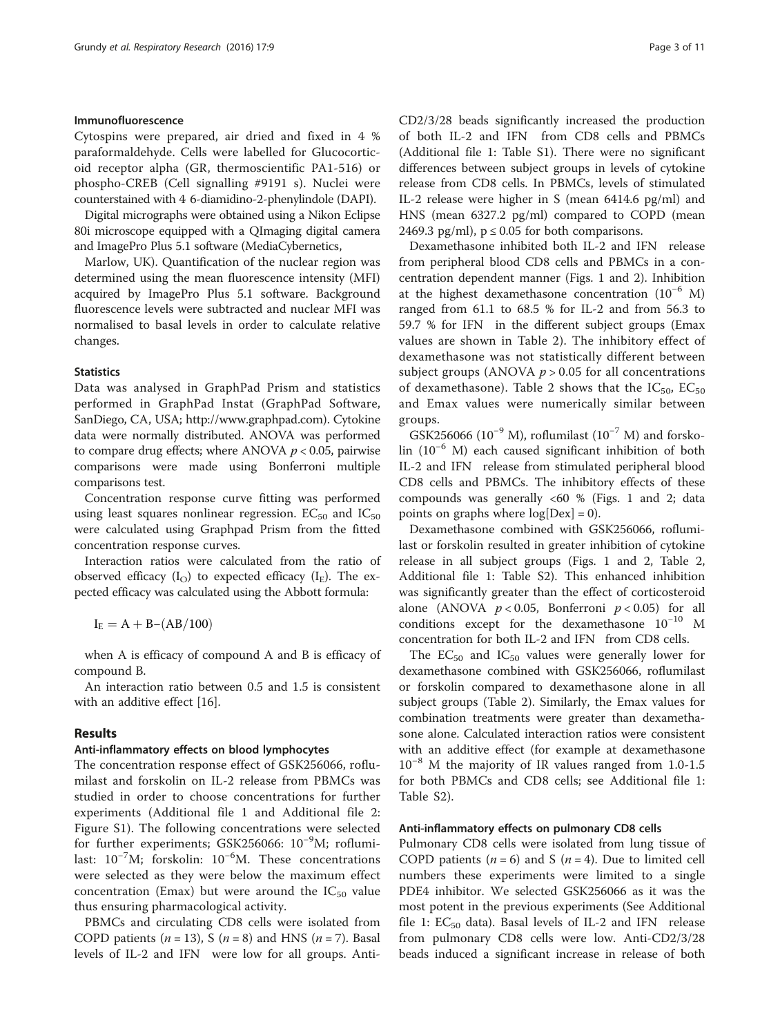#### Immunofluorescence

Cytospins were prepared, air dried and fixed in 4 % paraformaldehyde. Cells were labelled for Glucocorticoid receptor alpha (GR, thermoscientific PA1-516) or phospho-CREB (Cell signalling #9191 s). Nuclei were counterstained with 4 6-diamidino-2-phenylindole (DAPI).

Digital micrographs were obtained using a Nikon Eclipse 80i microscope equipped with a QImaging digital camera and ImagePro Plus 5.1 software (MediaCybernetics, Marlow, UK). Quantification of the nuclear region was determined using the mean fluorescence intensity (MFI) acquired by ImagePro Plus 5.1 software. Background fluorescence levels were subtracted and nuclear MFI was normalised to basal levels in order to calculate relative changes.

#### Statistics

Data was analysed in GraphPad Prism and statistics performed in GraphPad Instat (GraphPad Software, SanDiego, CA, USA; http://www.graphpad.com). Cytokine data were normally distributed. ANOVA was performed to compare drug effects; where ANOVA $p < 0.05$, pairwise comparisons were made using Bonferroni multiple comparisons test.

Concentration response curve fitting was performed using least squares nonlinear regression. $EC_{50}$ and $IC_{50}$ were calculated using Graphpad Prism from the fitted concentration response curves.

Interaction ratios were calculated from the ratio of observed efficacy ($I_O$) to expected efficacy ($I_E$). The expected efficacy was calculated using the Abbott formula:

$$I_E = A + B - (AB/100)$$

when A is efficacy of compound A and B is efficacy of compound B.

An interaction ratio between 0.5 and 1.5 is consistent with an additive effect [16].

## Results

#### Anti-inflammatory effects on blood lymphocytes

The concentration response effect of GSK256066, roflumilast and forskolin on IL-2 release from PBMCs was studied in order to choose concentrations for further experiments (Additional file 1 and Additional file 2: Figure S1). The following concentrations were selected for further experiments; GSK256066: $10^{-9}$M; roflumilast: $10^{-7}$M; forskolin: $10^{-6}$M. These concentrations were selected as they were below the maximum effect concentration (Emax) but were around the $IC_{50}$ value thus ensuring pharmacological activity.

PBMCs and circulating CD8 cells were isolated from COPD patients ($n = 13$), S ($n = 8$) and HNS ($n = 7$). Basal levels of IL-2 and IFN were low for all groups. Anti-CD2/3/28 beads significantly increased the production of both IL-2 and IFN from CD8 cells and PBMCs (Additional file 1: Table S1). There were no significant differences between subject groups in levels of cytokine release from CD8 cells. In PBMCs, levels of stimulated IL-2 release were higher in S (mean 6414.6 pg/ml) and HNS (mean 6327.2 pg/ml) compared to COPD (mean 2469.3 pg/ml), $p \leq 0.05$ for both comparisons.

Dexamethasone inhibited both IL-2 and IFN release from peripheral blood CD8 cells and PBMCs in a concentration dependent manner (Figs. 1 and 2). Inhibition at the highest dexamethasone concentration ($10^{-6}$ M) ranged from 61.1 to 68.5 % for IL-2 and from 56.3 to 59.7 % for IFN in the different subject groups (Emax values are shown in Table 2). The inhibitory effect of dexamethasone was not statistically different between subject groups (ANOVA $p > 0.05$ for all concentrations of dexamethasone). Table 2 shows that the $IC_{50}$, $EC_{50}$ and Emax values were numerically similar between groups.

GSK256066 ($10^{-9}$ M), roflumilast ($10^{-7}$ M) and forskolin ($10^{-6}$ M) each caused significant inhibition of both IL-2 and IFN release from stimulated peripheral blood CD8 cells and PBMCs. The inhibitory effects of these compounds was generally <60 % (Figs. 1 and 2; data points on graphs where log[Dex] = 0).

Dexamethasone combined with GSK256066, roflumilast or forskolin resulted in greater inhibition of cytokine release in all subject groups (Figs. 1 and 2, Table 2, Additional file 1: Table S2). This enhanced inhibition was significantly greater than the effect of corticosteroid alone (ANOVA $p < 0.05$, Bonferroni $p < 0.05$) for all conditions except for the dexamethasone $10^{-10}$ M concentration for both IL-2 and IFN from CD8 cells.

The $EC_{50}$ and $IC_{50}$ values were generally lower for dexamethasone combined with GSK256066, roflumilast or forskolin compared to dexamethasone alone in all subject groups (Table 2). Similarly, the Emax values for combination treatments were greater than dexamethasone alone. Calculated interaction ratios were consistent with an additive effect (for example at dexamethasone $10^{-8}$ M the majority of IR values ranged from 1.0-1.5 for both PBMCs and CD8 cells; see Additional file 1: Table S2).

#### Anti-inflammatory effects on pulmonary CD8 cells

Pulmonary CD8 cells were isolated from lung tissue of COPD patients ($n = 6$) and S ($n = 4$). Due to limited cell numbers these experiments were limited to a single PDE4 inhibitor. We selected GSK256066 as it was the most potent in the previous experiments (See Additional file 1: $EC_{50}$ data). Basal levels of IL-2 and IFN release from pulmonary CD8 cells were low. Anti-CD2/3/28 beads induced a significant increase in release of both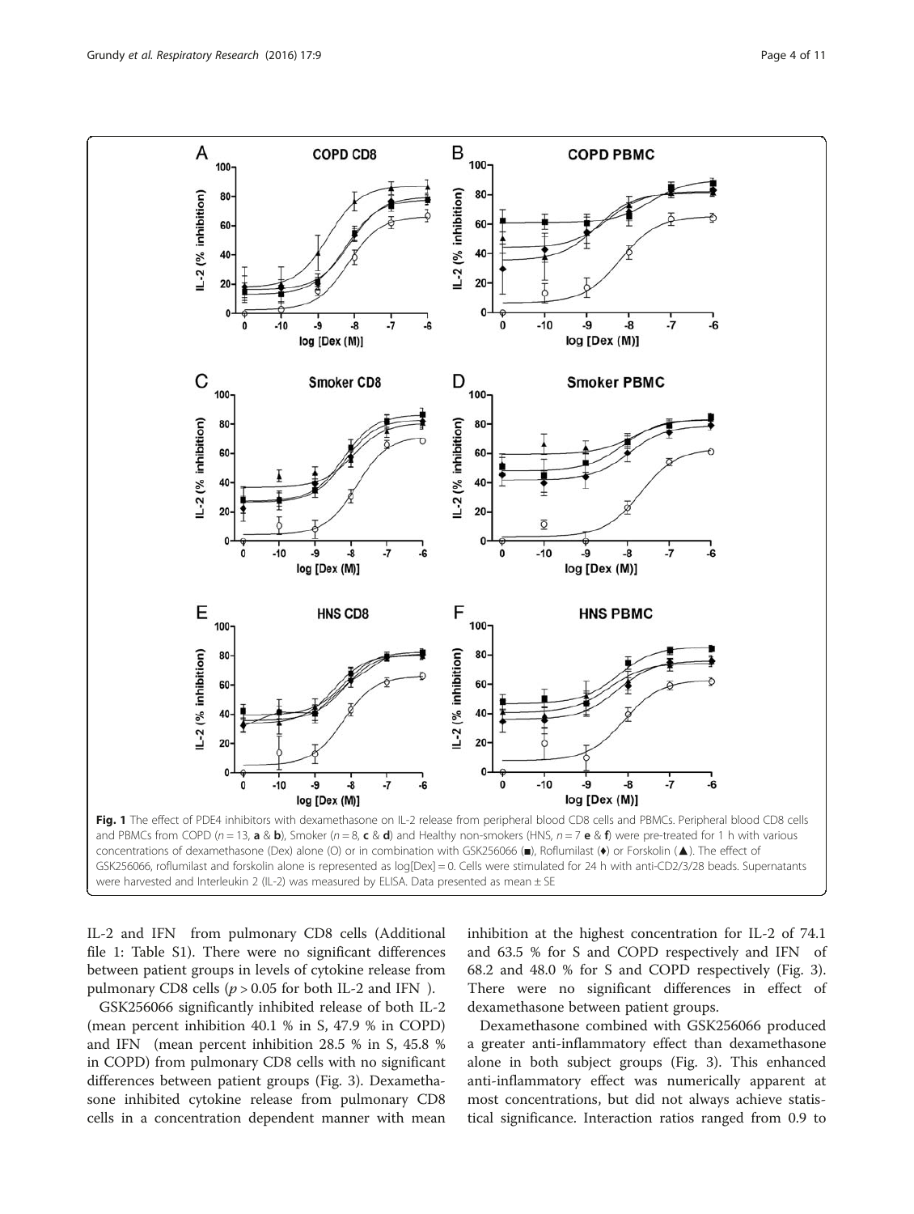**Fig. 1** The effect of PDE4 inhibitors with dexamethasone on IL-2 release from peripheral blood CD8 cells and PBMCs. Peripheral blood CD8 cells and PBMCs from COPD ($n = 13$, **a** & **b**), Smoker ($n = 8$, **c** & **d**) and Healthy non-smokers (HNS, $n = 7$ **e** & **f**) were pre-treated for 1 h with various concentrations of dexamethasone (Dex) alone (O) or in combination with GSK256066 (■), Roflumilast (♦) or Forskolin (▲). The effect of GSK256066, roflumilast and forskolin alone is represented as log[Dex] = 0. Cells were stimulated for 24 h with anti-CD2/3/28 beads. Supernatants were harvested and Interleukin 2 (IL-2) was measured by ELISA. Data presented as mean ± SE

IL-2 and IFN from pulmonary CD8 cells (Additional file 1: Table S1). There were no significant differences between patient groups in levels of cytokine release from pulmonary CD8 cells ($p > 0.05$ for both IL-2 and IFN ).

GSK256066 significantly inhibited release of both IL-2 (mean percent inhibition 40.1 % in S, 47.9 % in COPD) and IFN (mean percent inhibition 28.5 % in S, 45.8 % in COPD) from pulmonary CD8 cells with no significant differences between patient groups (Fig. 3). Dexamethasone inhibited cytokine release from pulmonary CD8 cells in a concentration dependent manner with mean inhibition at the highest concentration for IL-2 of 74.1 and 63.5 % for S and COPD respectively and IFN of 68.2 and 48.0 % for S and COPD respectively (Fig. 3). There were no significant differences in effect of dexamethasone between patient groups.

Dexamethasone combined with GSK256066 produced a greater anti-inflammatory effect than dexamethasone alone in both subject groups (Fig. 3). This enhanced anti-inflammatory effect was numerically apparent at most concentrations, but did not always achieve statistical significance. Interaction ratios ranged from 0.9 to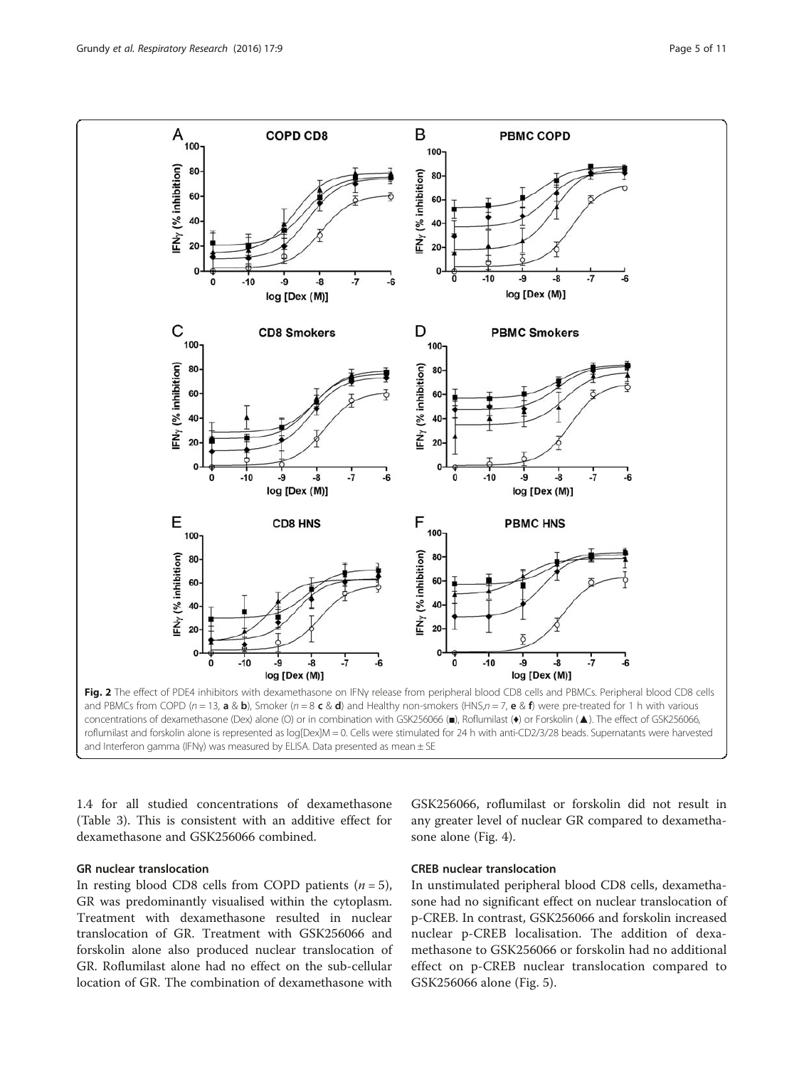Fig. 2 The effect of PDE4 inhibitors with dexamethasone on IFNγ release from peripheral blood CD8 cells and PBMCs. Peripheral blood CD8 cells and PBMCs from COPD ($n = 13$, **a** & **b**), Smoker ($n = 8$ **c** & **d**) and Healthy non-smokers (HNS,$n = 7$, **e** & **f**) were pre-treated for 1 h with various concentrations of dexamethasone (Dex) alone (O) or in combination with GSK256066 (■), Roflumilast (♦) or Forskolin (▲). The effect of GSK256066, roflumilast and forskolin alone is represented as log[Dex]M = 0. Cells were stimulated for 24 h with anti-CD2/3/28 beads. Supernatants were harvested and Interferon gamma (IFNγ) was measured by ELISA. Data presented as mean ± SE

1.4 for all studied concentrations of dexamethasone (Table 3). This is consistent with an additive effect for dexamethasone and GSK256066 combined.

### GR nuclear translocation

In resting blood CD8 cells from COPD patients ($n = 5$), GR was predominantly visualised within the cytoplasm. Treatment with dexamethasone resulted in nuclear translocation of GR. Treatment with GSK256066 and forskolin alone also produced nuclear translocation of GR. Roflumilast alone had no effect on the sub-cellular location of GR. The combination of dexamethasone with GSK256066, roflumilast or forskolin did not result in any greater level of nuclear GR compared to dexamethasone alone (Fig. 4).

### CREB nuclear translocation

In unstimulated peripheral blood CD8 cells, dexamethasone had no significant effect on nuclear translocation of p-CREB. In contrast, GSK256066 and forskolin increased nuclear p-CREB localisation. The addition of dexamethasone to GSK256066 or forskolin had no additional effect on p-CREB nuclear translocation compared to GSK256066 alone (Fig. 5).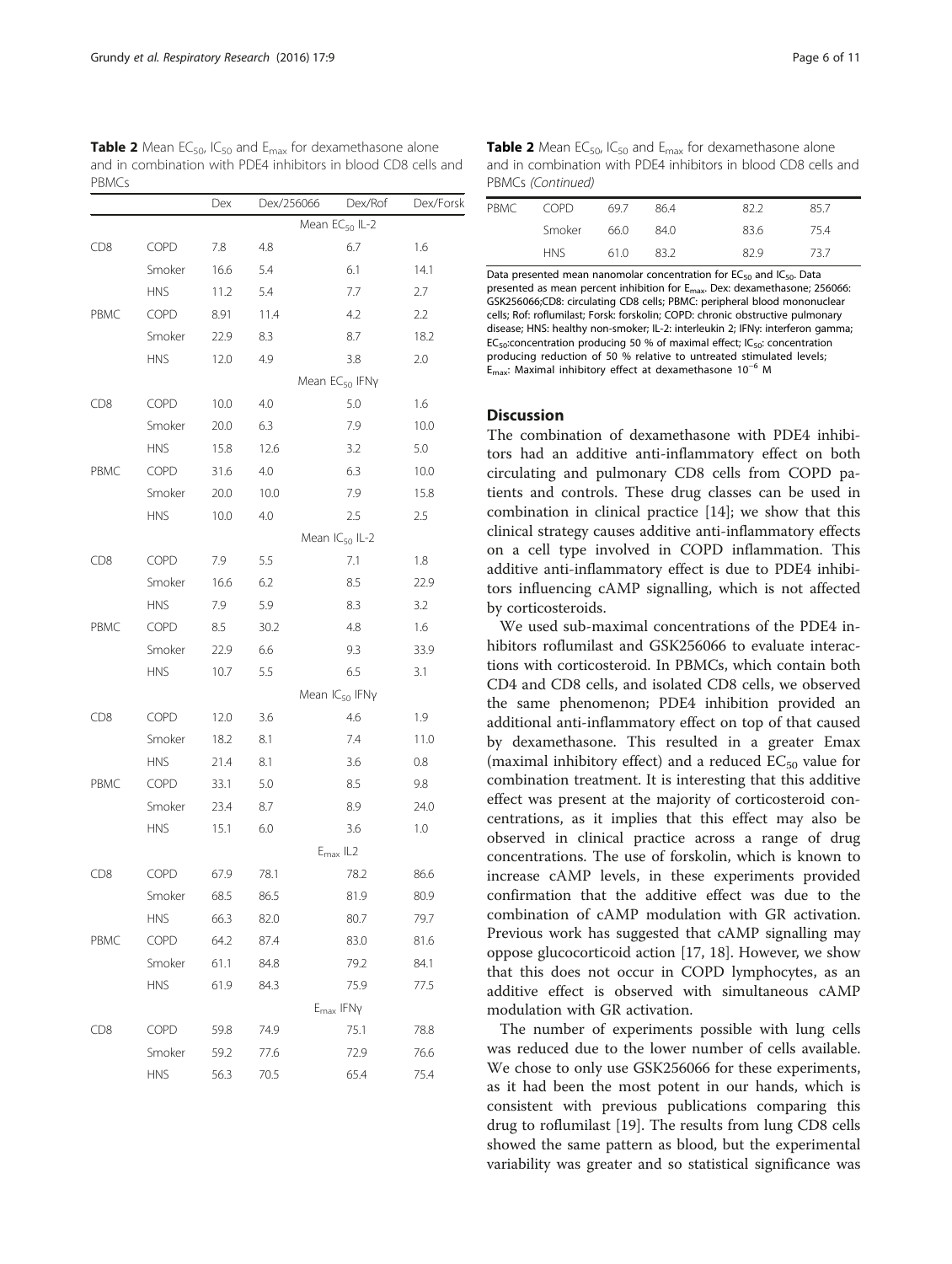**Table 2** Mean $EC_{50}$, $IC_{50}$ and $E_{max}$ for dexamethasone alone and in combination with PDE4 inhibitors in blood CD8 cells and PBMCs

| | | Dex | Dex/256066 | Dex/Rof | Dex/Forsk |
|---|---|---|---|---|---|
| | | Mean $EC_{50}$ IL-2 | | | |
| CD8 | COPD | 7.8 | 4.8 | 6.7 | 1.6 |
| | Smoker | 16.6 | 5.4 | 6.1 | 14.1 |
| | HNS | 11.2 | 5.4 | 7.7 | 2.7 |
| PBMC | COPD | 8.91 | 11.4 | 4.2 | 2.2 |
| | Smoker | 22.9 | 8.3 | 8.7 | 18.2 |
| | HNS | 12.0 | 4.9 | 3.8 | 2.0 |
| | | Mean $EC_{50}$ IFNγ | | | |
| CD8 | COPD | 10.0 | 4.0 | 5.0 | 1.6 |
| | Smoker | 20.0 | 6.3 | 7.9 | 10.0 |
| | HNS | 15.8 | 12.6 | 3.2 | 5.0 |
| PBMC | COPD | 31.6 | 4.0 | 6.3 | 10.0 |
| | Smoker | 20.0 | 10.0 | 7.9 | 15.8 |
| | HNS | 10.0 | 4.0 | 2.5 | 2.5 |
| | | Mean $IC_{50}$ IL-2 | | | |
| CD8 | COPD | 7.9 | 5.5 | 7.1 | 1.8 |
| | Smoker | 16.6 | 6.2 | 8.5 | 22.9 |
| | HNS | 7.9 | 5.9 | 8.3 | 3.2 |
| PBMC | COPD | 8.5 | 30.2 | 4.8 | 1.6 |
| | Smoker | 22.9 | 6.6 | 9.3 | 33.9 |
| | HNS | 10.7 | 5.5 | 6.5 | 3.1 |
| | | Mean $IC_{50}$ IFNγ | | | |
| CD8 | COPD | 12.0 | 3.6 | 4.6 | 1.9 |
| | Smoker | 18.2 | 8.1 | 7.4 | 11.0 |
| | HNS | 21.4 | 8.1 | 3.6 | 0.8 |
| PBMC | COPD | 33.1 | 5.0 | 8.5 | 9.8 |
| | Smoker | 23.4 | 8.7 | 8.9 | 24.0 |
| | HNS | 15.1 | 6.0 | 3.6 | 1.0 |
| | | $E_{max}$ IL2 | | | |
| CD8 | COPD | 67.9 | 78.1 | 78.2 | 86.6 |
| | Smoker | 68.5 | 86.5 | 81.9 | 80.9 |
| | HNS | 66.3 | 82.0 | 80.7 | 79.7 |
| PBMC | COPD | 64.2 | 87.4 | 83.0 | 81.6 |
| | Smoker | 61.1 | 84.8 | 79.2 | 84.1 |
| | HNS | 61.9 | 84.3 | 75.9 | 77.5 |
| | | $E_{max}$ IFNγ | | | |
| CD8 | COPD | 59.8 | 74.9 | 75.1 | 78.8 |
| | Smoker | 59.2 | 77.6 | 72.9 | 76.6 |
| | HNS | 56.3 | 70.5 | 65.4 | 75.4 |
| PBMC | COPD | 69.7 | 86.4 | 82.2 | 85.7 |
| | Smoker | 66.0 | 84.0 | 83.6 | 75.4 |
| | HNS | 61.0 | 83.2 | 82.9 | 73.7 |

Data presented mean nanomolar concentration for $EC_{50}$ and $IC_{50}$. Data presented as mean percent inhibition for $E_{max}$. Dex: dexamethasone; 256066: GSK256066;CD8: circulating CD8 cells; PBMC: peripheral blood mononuclear cells; Rof: roflumilast; Forsk: forskolin; COPD: chronic obstructive pulmonary disease; HNS: healthy non-smoker; IL-2: interleukin 2; IFNγ: interferon gamma; $EC_{50}$:concentration producing 50 % of maximal effect; $IC_{50}$: concentration producing reduction of 50 % relative to untreated stimulated levels; $E_{max}$: Maximal inhibitory effect at dexamethasone $10^{-6}$ M

## Discussion

The combination of dexamethasone with PDE4 inhibitors had an additive anti-inflammatory effect on both circulating and pulmonary CD8 cells from COPD patients and controls. These drug classes can be used in combination in clinical practice [14]; we show that this clinical strategy causes additive anti-inflammatory effects on a cell type involved in COPD inflammation. This additive anti-inflammatory effect is due to PDE4 inhibitors influencing cAMP signalling, which is not affected by corticosteroids.

We used sub-maximal concentrations of the PDE4 inhibitors roflumilast and GSK256066 to evaluate interactions with corticosteroid. In PBMCs, which contain both CD4 and CD8 cells, and isolated CD8 cells, we observed the same phenomenon; PDE4 inhibition provided an additional anti-inflammatory effect on top of that caused by dexamethasone. This resulted in a greater Emax (maximal inhibitory effect) and a reduced $EC_{50}$ value for combination treatment. It is interesting that this additive effect was present at the majority of corticosteroid concentrations, as it implies that this effect may also be observed in clinical practice across a range of drug concentrations. The use of forskolin, which is known to increase cAMP levels, in these experiments provided confirmation that the additive effect was due to the combination of cAMP modulation with GR activation. Previous work has suggested that cAMP signalling may oppose glucocorticoid action [17, 18]. However, we show that this does not occur in COPD lymphocytes, as an additive effect is observed with simultaneous cAMP modulation with GR activation.

The number of experiments possible with lung cells was reduced due to the lower number of cells available. We chose to only use GSK256066 for these experiments, as it had been the most potent in our hands, which is consistent with previous publications comparing this drug to roflumilast [19]. The results from lung CD8 cells showed the same pattern as blood, but the experimental variability was greater and so statistical significance was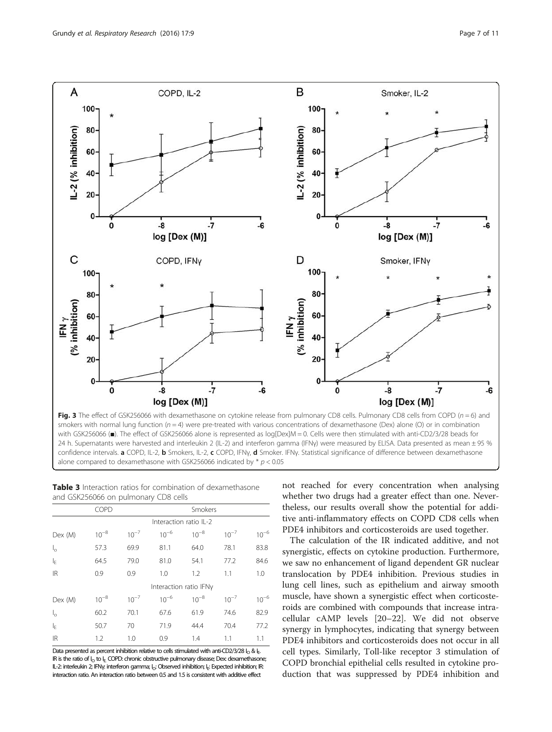**Fig. 3** The effect of GSK256066 with dexamethasone on cytokine release from pulmonary CD8 cells. Pulmonary CD8 cells from COPD ($n = 6$) and smokers with normal lung function ($n = 4$) were pre-treated with various concentrations of dexamethasone (Dex) alone (O) or in combination with GSK256066 (■). The effect of GSK256066 alone is represented as log[Dex]M = 0. Cells were then stimulated with anti-CD2/3/28 beads for 24 h. Supernatants were harvested and interleukin 2 (IL-2) and interferon gamma (IFNγ) were measured by ELISA. Data presented as mean ± 95 % confidence intervals. **a** COPD, IL-2, **b** Smokers, IL-2, **c** COPD, IFNγ, **d** Smoker. IFNγ. Statistical significance of difference between dexamethasone alone compared to dexamethasone with GSK256066 indicated by * $p < 0.05$

**Table 3** Interaction ratios for combination of dexamethasone and GSK256066 on pulmonary CD8 cells

| | COPD | | | Smokers | | |
|---|---|---|---|---|---|---|
| | Interaction ratio IL-2 | | | | | |
| Dex (M) | $10^{-8}$ | $10^{-7}$ | $10^{-6}$ | $10^{-8}$ | $10^{-7}$ | $10^{-6}$ |
| $I_o$ | 57.3 | 69.9 | 81.1 | 64.0 | 78.1 | 83.8 |
| $I_E$ | 64.5 | 79.0 | 81.0 | 54.1 | 77.2 | 84.6 |
| IR | 0.9 | 0.9 | 1.0 | 1.2 | 1.1 | 1.0 |
| | Interaction ratio IFNγ | | | | | |
| Dex (M) | $10^{-8}$ | $10^{-7}$ | $10^{-6}$ | $10^{-8}$ | $10^{-7}$ | $10^{-6}$ |
| $I_o$ | 60.2 | 70.1 | 67.6 | 61.9 | 74.6 | 82.9 |
| $I_E$ | 50.7 | 70 | 71.9 | 44.4 | 70.4 | 77.2 |
| IR | 1.2 | 1.0 | 0.9 | 1.4 | 1.1 | 1.1 |

Data presented as percent inhibition relative to cells stimulated with anti-CD2/3/28 $I_O$ & $I_E$. IR is the ratio of $I_O$ to $I_E$. COPD: chronic obstructive pulmonary disease; Dex: dexamethasone; IL-2: interleukin 2; IFNγ: interferon gamma; $I_O$: Observed inhibition; $I_E$: Expected inhibition; IR: interaction ratio. An interaction ratio between 0.5 and 1.5 is consistent with additive effect

not reached for every concentration when analysing whether two drugs had a greater effect than one. Nevertheless, our results overall show the potential for additive anti-inflammatory effects on COPD CD8 cells when PDE4 inhibitors and corticosteroids are used together.

The calculation of the IR indicated additive, and not synergistic, effects on cytokine production. Furthermore, we saw no enhancement of ligand dependent GR nuclear translocation by PDE4 inhibition. Previous studies in lung cell lines, such as epithelium and airway smooth muscle, have shown a synergistic effect when corticosteroids are combined with compounds that increase intracellular cAMP levels [20–22]. We did not observe synergy in lymphocytes, indicating that synergy between PDE4 inhibitors and corticosteroids does not occur in all cell types. Similarly, Toll-like receptor 3 stimulation of COPD bronchial epithelial cells resulted in cytokine production that was suppressed by PDE4 inhibition and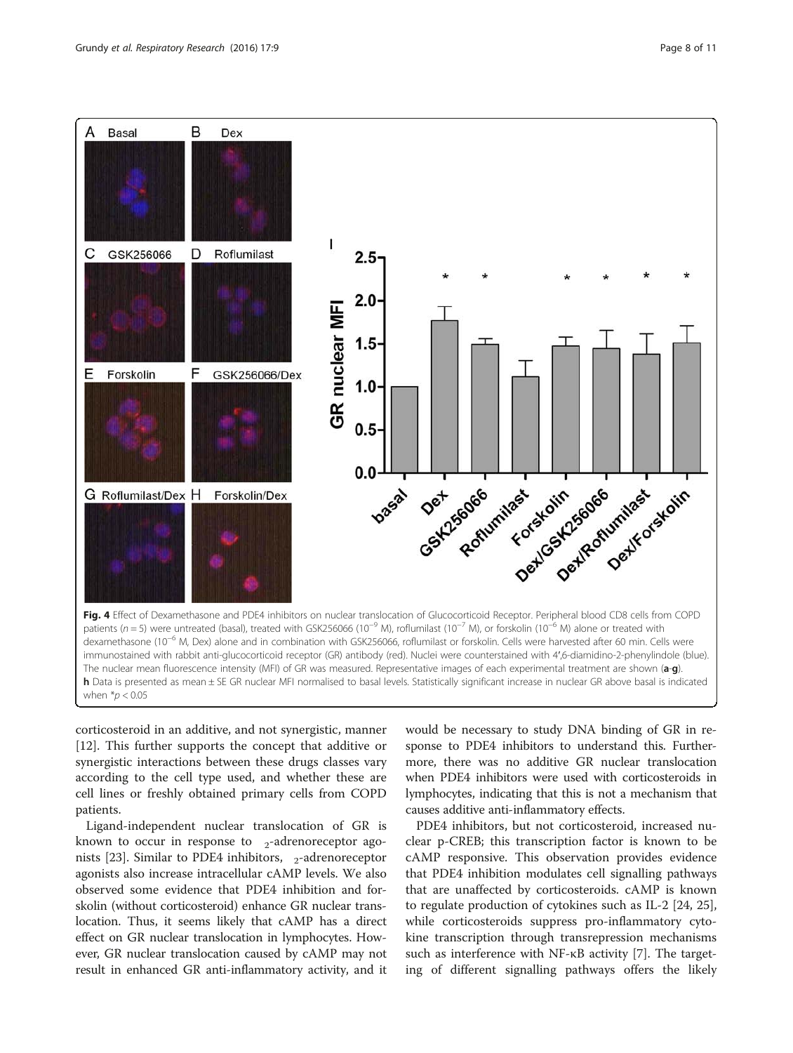**Fig. 4** Effect of Dexamethasone and PDE4 inhibitors on nuclear translocation of Glucocorticoid Receptor. Peripheral blood CD8 cells from COPD patients ($n = 5$) were untreated (basal), treated with GSK256066 ($10^{-9}$ M), roflumilast ($10^{-7}$ M), or forskolin ($10^{-6}$ M) alone or treated with dexamethasone ($10^{-6}$ M, Dex) alone and in combination with GSK256066, roflumilast or forskolin. Cells were harvested after 60 min. Cells were immunostained with rabbit anti-glucocorticoid receptor (GR) antibody (red). Nuclei were counterstained with 4′,6-diamidino-2-phenylindole (blue). The nuclear mean fluorescence intensity (MFI) of GR was measured. Representative images of each experimental treatment are shown (**a**-**g**). **h** Data is presented as mean ± SE GR nuclear MFI normalised to basal levels. Statistically significant increase in nuclear GR above basal is indicated when $*p < 0.05$

corticosteroid in an additive, and not synergistic, manner [12]. This further supports the concept that additive or synergistic interactions between these drugs classes vary according to the cell type used, and whether these are cell lines or freshly obtained primary cells from COPD patients.

Ligand-independent nuclear translocation of GR is known to occur in response to $\beta_2$-adrenoreceptor agonists [23]. Similar to PDE4 inhibitors, $\beta_2$-adrenoreceptor agonists also increase intracellular cAMP levels. We also observed some evidence that PDE4 inhibition and forskolin (without corticosteroid) enhance GR nuclear translocation. Thus, it seems likely that cAMP has a direct effect on GR nuclear translocation in lymphocytes. However, GR nuclear translocation caused by cAMP may not result in enhanced GR anti-inflammatory activity, and it would be necessary to study DNA binding of GR in response to PDE4 inhibitors to understand this. Furthermore, there was no additive GR nuclear translocation when PDE4 inhibitors were used with corticosteroids in lymphocytes, indicating that this is not a mechanism that causes additive anti-inflammatory effects.

PDE4 inhibitors, but not corticosteroid, increased nuclear p-CREB; this transcription factor is known to be cAMP responsive. This observation provides evidence that PDE4 inhibition modulates cell signalling pathways that are unaffected by corticosteroids. cAMP is known to regulate production of cytokines such as IL-2 [24, 25], while corticosteroids suppress pro-inflammatory cytokine transcription through transrepression mechanisms such as interference with NF-κB activity [7]. The targeting of different signalling pathways offers the likely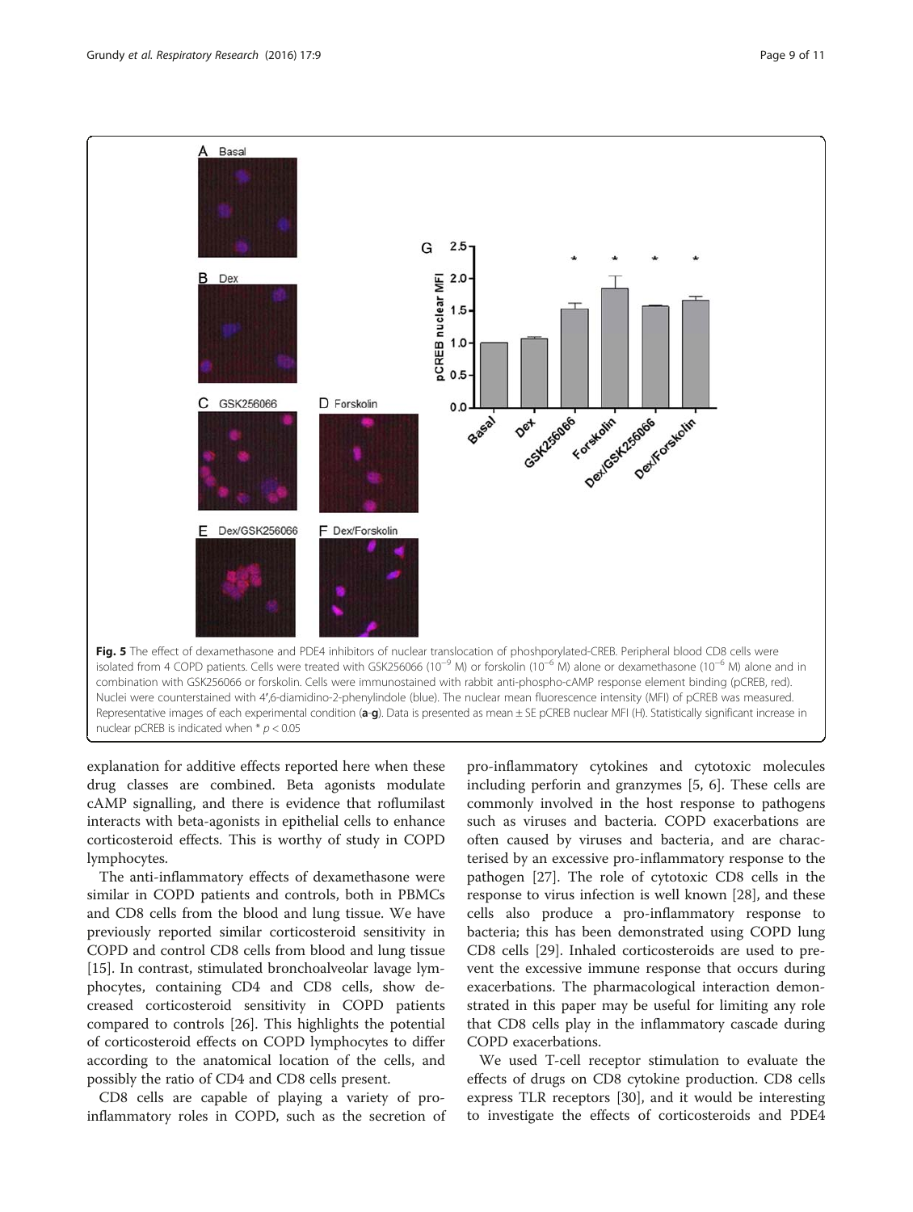**Fig. 5** The effect of dexamethasone and PDE4 inhibitors of nuclear translocation of phoshporylated-CREB. Peripheral blood CD8 cells were isolated from 4 COPD patients. Cells were treated with GSK256066 ($10^{-9}$ M) or forskolin ($10^{-6}$ M) alone or dexamethasone ($10^{-6}$ M) alone and in combination with GSK256066 or forskolin. Cells were immunostained with rabbit anti-phospho-cAMP response element binding (pCREB, red). Nuclei were counterstained with 4′,6-diamidino-2-phenylindole (blue). The nuclear mean fluorescence intensity (MFI) of pCREB was measured. Representative images of each experimental condition (**a**-**g**). Data is presented as mean ± SE pCREB nuclear MFI (H). Statistically significant increase in nuclear pCREB is indicated when * $p < 0.05$

explanation for additive effects reported here when these drug classes are combined. Beta agonists modulate cAMP signalling, and there is evidence that roflumilast interacts with beta-agonists in epithelial cells to enhance corticosteroid effects. This is worthy of study in COPD lymphocytes.

The anti-inflammatory effects of dexamethasone were similar in COPD patients and controls, both in PBMCs and CD8 cells from the blood and lung tissue. We have previously reported similar corticosteroid sensitivity in COPD and control CD8 cells from blood and lung tissue [15]. In contrast, stimulated bronchoalveolar lavage lymphocytes, containing CD4 and CD8 cells, show decreased corticosteroid sensitivity in COPD patients compared to controls [26]. This highlights the potential of corticosteroid effects on COPD lymphocytes to differ according to the anatomical location of the cells, and possibly the ratio of CD4 and CD8 cells present.

CD8 cells are capable of playing a variety of pro-inflammatory roles in COPD, such as the secretion of pro-inflammatory cytokines and cytotoxic molecules including perforin and granzymes [5, 6]. These cells are commonly involved in the host response to pathogens such as viruses and bacteria. COPD exacerbations are often caused by viruses and bacteria, and are characterised by an excessive pro-inflammatory response to the pathogen [27]. The role of cytotoxic CD8 cells in the response to virus infection is well known [28], and these cells also produce a pro-inflammatory response to bacteria; this has been demonstrated using COPD lung CD8 cells [29]. Inhaled corticosteroids are used to prevent the excessive immune response that occurs during exacerbations. The pharmacological interaction demonstrated in this paper may be useful for limiting any role that CD8 cells play in the inflammatory cascade during COPD exacerbations.

We used T-cell receptor stimulation to evaluate the effects of drugs on CD8 cytokine production. CD8 cells express TLR receptors [30], and it would be interesting to investigate the effects of corticosteroids and PDE4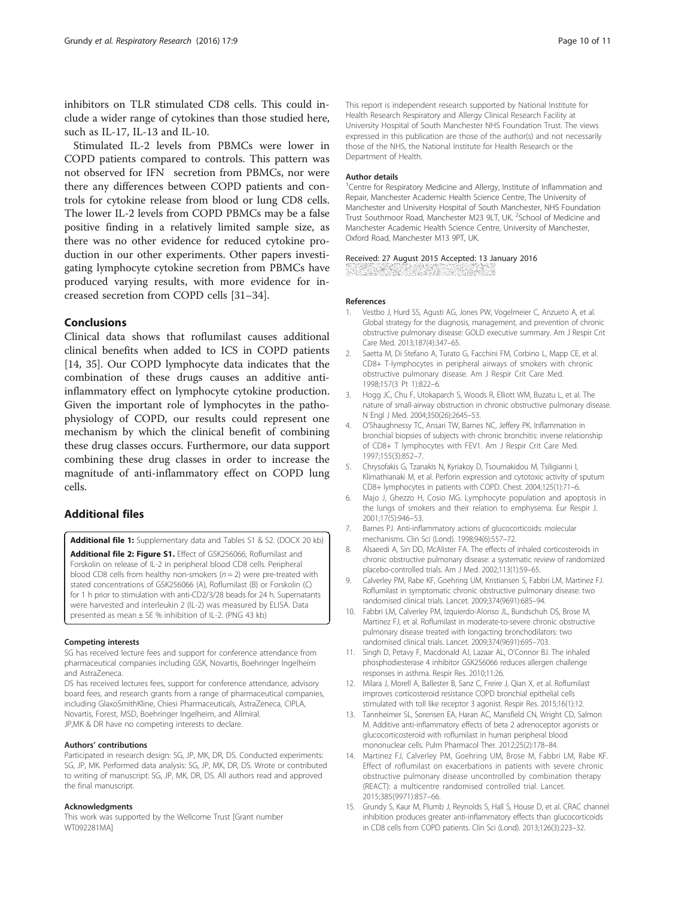inhibitors on TLR stimulated CD8 cells. This could include a wider range of cytokines than those studied here, such as IL-17, IL-13 and IL-10.

Stimulated IL-2 levels from PBMCs were lower in COPD patients compared to controls. This pattern was not observed for IFN secretion from PBMCs, nor were there any differences between COPD patients and controls for cytokine release from blood or lung CD8 cells. The lower IL-2 levels from COPD PBMCs may be a false positive finding in a relatively limited sample size, as there was no other evidence for reduced cytokine production in our other experiments. Other papers investigating lymphocyte cytokine secretion from PBMCs have produced varying results, with more evidence for increased secretion from COPD cells [31–34].

## Conclusions

Clinical data shows that roflumilast causes additional clinical benefits when added to ICS in COPD patients [14, 35]. Our COPD lymphocyte data indicates that the combination of these drugs causes an additive anti-inflammatory effect on lymphocyte cytokine production. Given the important role of lymphocytes in the pathophysiology of COPD, our results could represent one mechanism by which the clinical benefit of combining these drug classes occurs. Furthermore, our data support combining these drug classes in order to increase the magnitude of anti-inflammatory effect on COPD lung cells.

## Additional files

**Additional file 1:** Supplementary data and Tables S1 & S2. (DOCX 20 kb)

**Additional file 2: Figure S1.** Effect of GSK256066, Roflumilast and Forskolin on release of IL-2 in peripheral blood CD8 cells. Peripheral blood CD8 cells from healthy non-smokers ($n = 2$) were pre-treated with stated concentrations of GSK256066 (A), Roflumilast (B) or Forskolin (C) for 1 h prior to stimulation with anti-CD2/3/28 beads for 24 h. Supernatants were harvested and interleukin 2 (IL-2) was measured by ELISA. Data presented as mean ± SE % inhibition of IL-2. (PNG 43 kb)

#### Competing interests

SG has received lecture fees and support for conference attendance from pharmaceutical companies including GSK, Novartis, Boehringer Ingelheim and AstraZeneca.

DS has received lectures fees, support for conference attendance, advisory board fees, and research grants from a range of pharmaceutical companies, including GlaxoSmithKline, Chiesi Pharmaceuticals, AstraZeneca, CIPLA, Novartis, Forest, MSD, Boehringer Ingelheim, and Allmiral.

JP,MK & DR have no competing interests to declare.

#### Authors' contributions

Participated in research design: SG, JP, MK, DR, DS. Conducted experiments: SG, JP, MK. Performed data analysis: SG, JP, MK, DR, DS. Wrote or contributed to writing of manuscript: SG, JP, MK, DR, DS. All authors read and approved the final manuscript.

#### Acknowledgments

This work was supported by the Wellcome Trust [Grant number WT092281MA]

This report is independent research supported by National Institute for Health Research Respiratory and Allergy Clinical Research Facility at University Hospital of South Manchester NHS Foundation Trust. The views expressed in this publication are those of the author(s) and not necessarily those of the NHS, the National Institute for Health Research or the Department of Health.

#### Author details

[1]Centre for Respiratory Medicine and Allergy, Institute of Inflammation and Repair, Manchester Academic Health Science Centre, The University of Manchester and University Hospital of South Manchester, NHS Foundation Trust Southmoor Road, Manchester M23 9LT, UK. [2]School of Medicine and Manchester Academic Health Science Centre, University of Manchester, Oxford Road, Manchester M13 9PT, UK.

Received: 27 August 2015 Accepted: 13 January 2016

#### References

1. Vestbo J, Hurd SS, Agusti AG, Jones PW, Vogelmeier C, Anzueto A, et al. Global strategy for the diagnosis, management, and prevention of chronic obstructive pulmonary disease: GOLD executive summary. Am J Respir Crit Care Med. 2013;187(4):347–65.
2. Saetta M, Di Stefano A, Turato G, Facchini FM, Corbino L, Mapp CE, et al. CD8+ T-lymphocytes in peripheral airways of smokers with chronic obstructive pulmonary disease. Am J Respir Crit Care Med. 1998;157(3 Pt 1):822–6.
3. Hogg JC, Chu F, Utokaparch S, Woods R, Elliott WM, Buzatu L, et al. The nature of small-airway obstruction in chronic obstructive pulmonary disease. N Engl J Med. 2004;350(26):2645–53.
4. O'Shaughnessy TC, Ansari TW, Barnes NC, Jeffery PK. Inflammation in bronchial biopsies of subjects with chronic bronchitis: inverse relationship of CD8+ T lymphocytes with FEV1. Am J Respir Crit Care Med. 1997;155(3):852–7.
5. Chrysofakis G, Tzanakis N, Kyriakoy D, Tsoumakidou M, Tsiligianni I, Klimathianaki M, et al. Perforin expression and cytotoxic activity of sputum CD8+ lymphocytes in patients with COPD. Chest. 2004;125(1):71–6.
6. Majo J, Ghezzo H, Cosio MG. Lymphocyte population and apoptosis in the lungs of smokers and their relation to emphysema. Eur Respir J. 2001;17(5):946–53.
7. Barnes PJ. Anti-inflammatory actions of glucocorticoids: molecular mechanisms. Clin Sci (Lond). 1998;94(6):557–72.
8. Alsaeedi A, Sin DD, McAlister FA. The effects of inhaled corticosteroids in chronic obstructive pulmonary disease: a systematic review of randomized placebo-controlled trials. Am J Med. 2002;113(1):59–65.
9. Calverley PM, Rabe KF, Goehring UM, Kristiansen S, Fabbri LM, Martinez FJ. Roflumilast in symptomatic chronic obstructive pulmonary disease: two randomised clinical trials. Lancet. 2009;374(9691):685–94.
10. Fabbri LM, Calverley PM, Izquierdo-Alonso JL, Bundschuh DS, Brose M, Martinez FJ, et al. Roflumilast in moderate-to-severe chronic obstructive pulmonary disease treated with longacting bronchodilators: two randomised clinical trials. Lancet. 2009;374(9691):695–703.
11. Singh D, Petavy F, Macdonald AJ, Lazaar AL, O'Connor BJ. The inhaled phosphodiesterase 4 inhibitor GSK256066 reduces allergen challenge responses in asthma. Respir Res. 2010;11:26.
12. Milara J, Morell A, Ballester B, Sanz C, Freire J, Qian X, et al. Roflumilast improves corticosteroid resistance COPD bronchial epithelial cells stimulated with toll like receptor 3 agonist. Respir Res. 2015;16(1):12.
13. Tannheimer SL, Sorensen EA, Haran AC, Mansfield CN, Wright CD, Salmon M. Additive anti-inflammatory effects of beta 2 adrenoceptor agonists or glucocorticosteroid with roflumilast in human peripheral blood mononuclear cells. Pulm Pharmacol Ther. 2012;25(2):178–84.
14. Martinez FJ, Calverley PM, Goehring UM, Brose M, Fabbri LM, Rabe KF. Effect of roflumilast on exacerbations in patients with severe chronic obstructive pulmonary disease uncontrolled by combination therapy (REACT): a multicentre randomised controlled trial. Lancet. 2015;385(9971):857–66.
15. Grundy S, Kaur M, Plumb J, Reynolds S, Hall S, House D, et al. CRAC channel inhibition produces greater anti-inflammatory effects than glucocorticoids in CD8 cells from COPD patients. Clin Sci (Lond). 2013;126(3):223–32.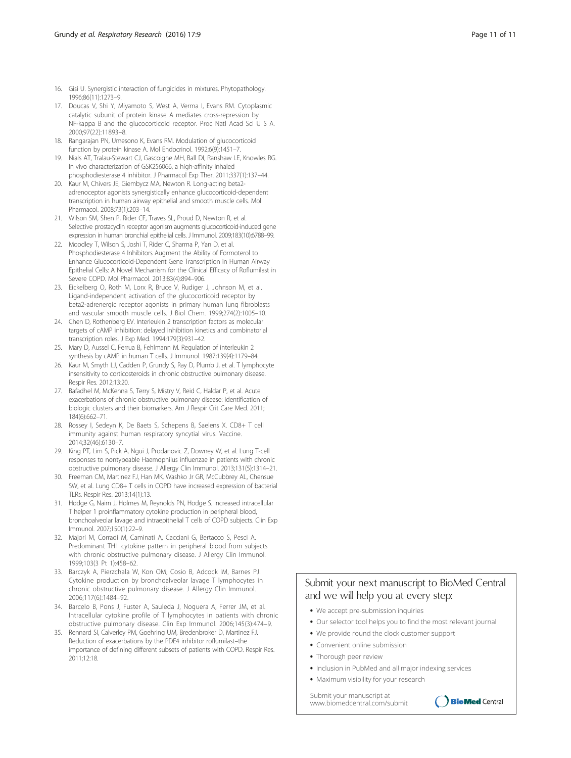16. Gisi U. Synergistic interaction of fungicides in mixtures. Phytopathology. 1996;86(11):1273–9.
17. Doucas V, Shi Y, Miyamoto S, West A, Verma I, Evans RM. Cytoplasmic catalytic subunit of protein kinase A mediates cross-repression by NF-kappa B and the glucocorticoid receptor. Proc Natl Acad Sci U S A. 2000;97(22):11893–8.
18. Rangarajan PN, Umesono K, Evans RM. Modulation of glucocorticoid function by protein kinase A. Mol Endocrinol. 1992;6(9):1451–7.
19. Nials AT, Tralau-Stewart CJ, Gascoigne MH, Ball DI, Ranshaw LE, Knowles RG. In vivo characterization of GSK256066, a high-affinity inhaled phosphodiesterase 4 inhibitor. J Pharmacol Exp Ther. 2011;337(1):137–44.
20. Kaur M, Chivers JE, Giembycz MA, Newton R. Long-acting beta2-adrenoceptor agonists synergistically enhance glucocorticoid-dependent transcription in human airway epithelial and smooth muscle cells. Mol Pharmacol. 2008;73(1):203–14.
21. Wilson SM, Shen P, Rider CF, Traves SL, Proud D, Newton R, et al. Selective prostacyclin receptor agonism augments glucocorticoid-induced gene expression in human bronchial epithelial cells. J Immunol. 2009;183(10):6788–99.
22. Moodley T, Wilson S, Joshi T, Rider C, Sharma P, Yan D, et al. Phosphodiesterase 4 Inhibitors Augment the Ability of Formoterol to Enhance Glucocorticoid-Dependent Gene Transcription in Human Airway Epithelial Cells: A Novel Mechanism for the Clinical Efficacy of Roflumilast in Severe COPD. Mol Pharmacol. 2013;83(4):894–906.
23. Eickelberg O, Roth M, Lorx R, Bruce V, Rudiger J, Johnson M, et al. Ligand-independent activation of the glucocorticoid receptor by beta2-adrenergic receptor agonists in primary human lung fibroblasts and vascular smooth muscle cells. J Biol Chem. 1999;274(2):1005–10.
24. Chen D, Rothenberg EV. Interleukin 2 transcription factors as molecular targets of cAMP inhibition: delayed inhibition kinetics and combinatorial transcription roles. J Exp Med. 1994;179(3):931–42.
25. Mary D, Aussel C, Ferrua B, Fehlmann M. Regulation of interleukin 2 synthesis by cAMP in human T cells. J Immunol. 1987;139(4):1179–84.
26. Kaur M, Smyth LJ, Cadden P, Grundy S, Ray D, Plumb J, et al. T lymphocyte insensitivity to corticosteroids in chronic obstructive pulmonary disease. Respir Res. 2012;13:20.
27. Bafadhel M, McKenna S, Terry S, Mistry V, Reid C, Haldar P, et al. Acute exacerbations of chronic obstructive pulmonary disease: identification of biologic clusters and their biomarkers. Am J Respir Crit Care Med. 2011; 184(6):662–71.
28. Rossey I, Sedeyn K, De Baets S, Schepens B, Saelens X. CD8+ T cell immunity against human respiratory syncytial virus. Vaccine. 2014;32(46):6130–7.
29. King PT, Lim S, Pick A, Ngui J, Prodanovic Z, Downey W, et al. Lung T-cell responses to nontypeable Haemophilus influenzae in patients with chronic obstructive pulmonary disease. J Allergy Clin Immunol. 2013;131(5):1314–21.
30. Freeman CM, Martinez FJ, Han MK, Washko Jr GR, McCubbrey AL, Chensue SW, et al. Lung CD8+ T cells in COPD have increased expression of bacterial TLRs. Respir Res. 2013;14(1):13.
31. Hodge G, Nairn J, Holmes M, Reynolds PN, Hodge S. Increased intracellular T helper 1 proinflammatory cytokine production in peripheral blood, bronchoalveolar lavage and intraepithelial T cells of COPD subjects. Clin Exp Immunol. 2007;150(1):22–9.
32. Majori M, Corradi M, Caminati A, Cacciani G, Bertacco S, Pesci A. Predominant TH1 cytokine pattern in peripheral blood from subjects with chronic obstructive pulmonary disease. J Allergy Clin Immunol. 1999;103(3 Pt 1):458–62.
33. Barczyk A, Pierzchala W, Kon OM, Cosio B, Adcock IM, Barnes PJ. Cytokine production by bronchoalveolar lavage T lymphocytes in chronic obstructive pulmonary disease. J Allergy Clin Immunol. 2006;117(6):1484–92.
34. Barcelo B, Pons J, Fuster A, Sauleda J, Noguera A, Ferrer JM, et al. Intracellular cytokine profile of T lymphocytes in patients with chronic obstructive pulmonary disease. Clin Exp Immunol. 2006;145(3):474–9.
35. Rennard SI, Calverley PM, Goehring UM, Bredenbroker D, Martinez FJ. Reduction of exacerbations by the PDE4 inhibitor roflumilast–the importance of defining different subsets of patients with COPD. Respir Res. 2011;12:18.

Submit your next manuscript to BioMed Central and we will help you at every step:

- We accept pre-submission inquiries
- Our selector tool helps you to find the most relevant journal
- We provide round the clock customer support
- Convenient online submission
- Thorough peer review
- Inclusion in PubMed and all major indexing services
- Maximum visibility for your research

Submit your manuscript at www.biomedcentral.com/submit

BioMed Central